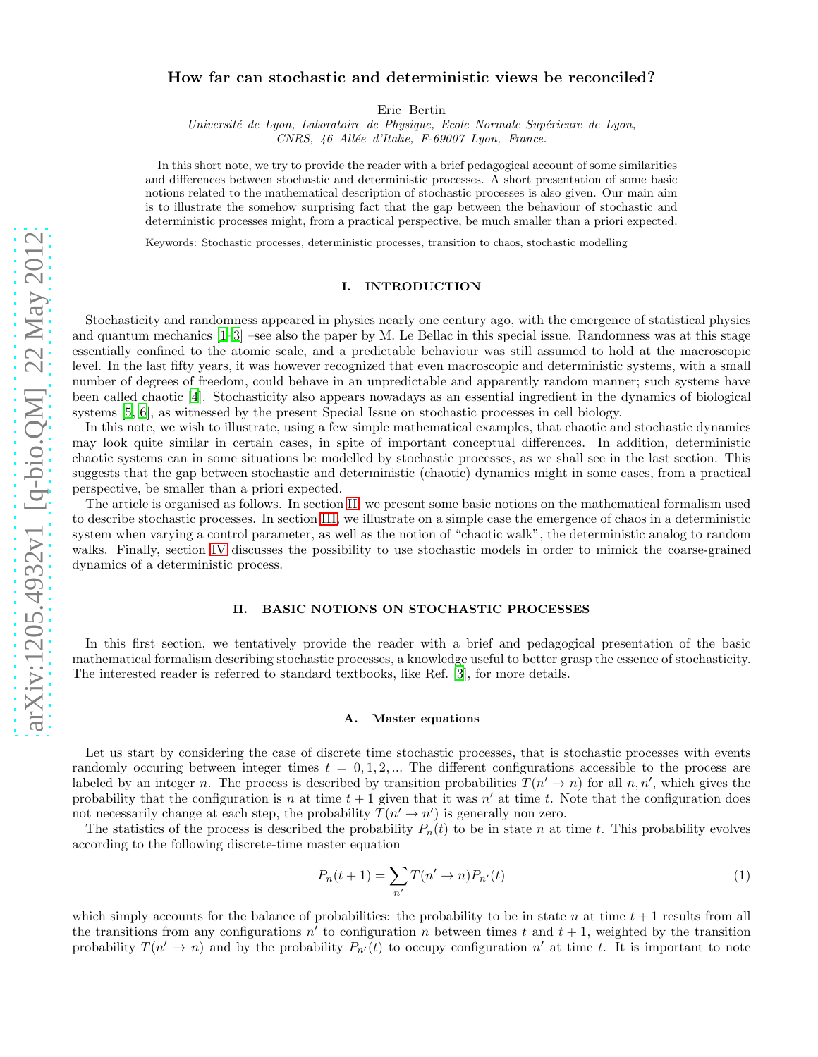# How far can stochastic and deterministic views be reconciled?

Eric Bertin

*Université de Lyon, Laboratoire de Physique, Ecole Normale Supérieure de Lyon, CNRS, 46 Allée d'Italie, F-69007 Lyon, France.*

In this short note, we try to provide the reader with a brief pedagogical account of some similarities and differences between stochastic and deterministic processes. A short presentation of some basic notions related to the mathematical description of stochastic processes is also given. Our main aim is to illustrate the somehow surprising fact that the gap between the behaviour of stochastic and deterministic processes might, from a practical perspective, be much smaller than a priori expected.

Keywords: Stochastic processes, deterministic processes, transition to chaos, stochastic modelling

## I. INTRODUCTION

Stochasticity and randomness appeared in physics nearly one century ago, with the emergence of statistical physics and quantum mechanics [1–3] –see also the paper by M. Le Bellac in this special issue. Randomness was at this stage essentially confined to the atomic scale, and a predictable behaviour was still assumed to hold at the macroscopic level. In the last fifty years, it was however recognized that even macroscopic and deterministic systems, with a small number of degrees of freedom, could behave in an unpredictable and apparently random manner; such systems have been called chaotic [4]. Stochasticity also appears nowadays as an essential ingredient in the dynamics of biological systems [5, 6], as witnessed by the present Special Issue on stochastic processes in cell biology.

In this note, we wish to illustrate, using a few simple mathematical examples, that chaotic and stochastic dynamics may look quite similar in certain cases, in spite of important conceptual differences. In addition, deterministic chaotic systems can in some situations be modelled by stochastic processes, as we shall see in the last section. This suggests that the gap between stochastic and deterministic (chaotic) dynamics might in some cases, from a practical perspective, be smaller than a priori expected.

The article is organised as follows. In section II, we present some basic notions on the mathematical formalism used to describe stochastic processes. In section III, we illustrate on a simple case the emergence of chaos in a deterministic system when varying a control parameter, as well as the notion of "chaotic walk", the deterministic analog to random walks. Finally, section IV discusses the possibility to use stochastic models in order to mimick the coarse-grained dynamics of a deterministic process.

## II. BASIC NOTIONS ON STOCHASTIC PROCESSES

In this first section, we tentatively provide the reader with a brief and pedagogical presentation of the basic mathematical formalism describing stochastic processes, a knowledge useful to better grasp the essence of stochasticity. The interested reader is referred to standard textbooks, like Ref. [3], for more details.

### A. Master equations

Let us start by considering the case of discrete time stochastic processes, that is stochastic processes with events randomly occuring between integer times $t = 0, 1, 2, ...$ The different configurations accessible to the process are labeled by an integer $n$. The process is described by transition probabilities $T(n' \to n)$ for all $n, n'$, which gives the probability that the configuration is $n$ at time $t+1$ given that it was $n'$ at time $t$. Note that the configuration does not necessarily change at each step, the probability $T(n' \to n')$ is generally non zero.

The statistics of the process is described the probability $P_n(t)$ to be in state $n$ at time $t$. This probability evolves according to the following discrete-time master equation

$$P_n(t+1) = \sum_{n'} T(n' \to n) P_{n'}(t) \tag{1}$$

which simply accounts for the balance of probabilities: the probability to be in state $n$ at time $t+1$ results from all the transitions from any configurations $n'$ to configuration $n$ between times $t$ and $t+1$, weighted by the transition probability $T(n' \to n)$ and by the probability $P_{n'}(t)$ to occupy configuration $n'$ at time $t$. It is important to note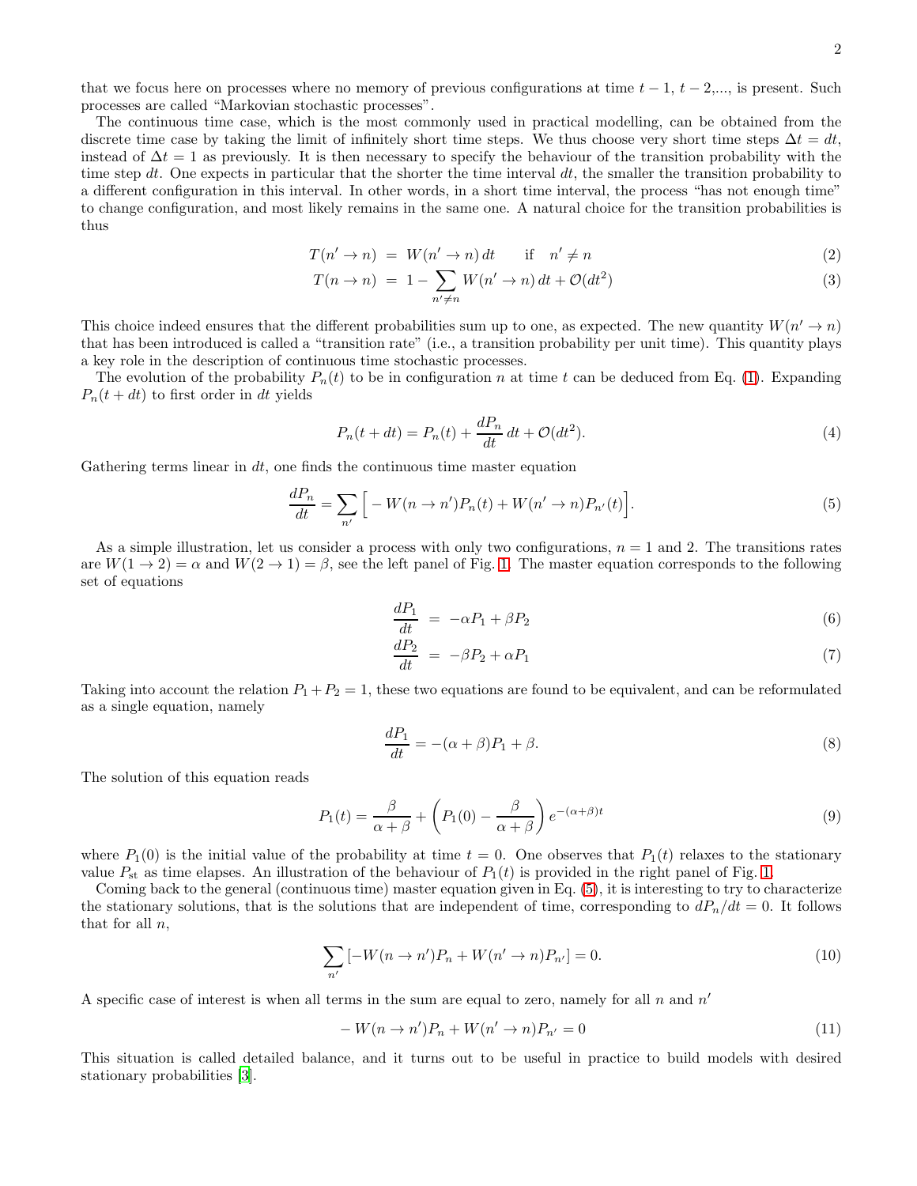that we focus here on processes where no memory of previous configurations at time $t-1$, $t-2$,..., is present. Such processes are called "Markovian stochastic processes".

The continuous time case, which is the most commonly used in practical modelling, can be obtained from the discrete time case by taking the limit of infinitely short time steps. We thus choose very short time steps $\Delta t = dt$, instead of $\Delta t = 1$ as previously. It is then necessary to specify the behaviour of the transition probability with the time step $dt$. One expects in particular that the shorter the time interval $dt$, the smaller the transition probability to a different configuration in this interval. In other words, in a short time interval, the process "has not enough time" to change configuration, and most likely remains in the same one. A natural choice for the transition probabilities is thus

$$
\begin{aligned}
T(n' \to n) &= W(n' \to n)\, dt \qquad \text{if} \quad n' \neq n && (2)\\
T(n \to n) &= 1 - \sum_{n' \neq n} W(n' \to n)\, dt + \mathcal{O}(dt^2) && (3)
\end{aligned}
$$

This choice indeed ensures that the different probabilities sum up to one, as expected. The new quantity $W(n' \to n)$ that has been introduced is called a "transition rate" (i.e., a transition probability per unit time). This quantity plays a key role in the description of continuous time stochastic processes.

The evolution of the probability $P_n(t)$ to be in configuration $n$ at time $t$ can be deduced from Eq. (1). Expanding $P_n(t + dt)$ to first order in $dt$ yields

$$
P_n(t + dt) = P_n(t) + \frac{dP_n}{dt}\, dt + \mathcal{O}(dt^2). \tag{4}
$$

Gathering terms linear in $dt$, one finds the continuous time master equation

$$
\frac{dP_n}{dt} = \sum_{n'} \Big[ -W(n \to n')P_n(t) + W(n' \to n)P_{n'}(t) \Big]. \tag{5}
$$

As a simple illustration, let us consider a process with only two configurations, $n = 1$ and 2. The transitions rates are $W(1 \to 2) = \alpha$ and $W(2 \to 1) = \beta$, see the left panel of Fig. 1. The master equation corresponds to the following set of equations

$$
\begin{aligned}
\frac{dP_1}{dt} &= -\alpha P_1 + \beta P_2 && (6)\\
\frac{dP_2}{dt} &= -\beta P_2 + \alpha P_1 && (7)
\end{aligned}
$$

Taking into account the relation $P_1 + P_2 = 1$, these two equations are found to be equivalent, and can be reformulated as a single equation, namely

$$
\frac{dP_1}{dt} = -(\alpha + \beta)P_1 + \beta. \tag{8}
$$

The solution of this equation reads

$$
P_1(t) = \frac{\beta}{\alpha + \beta} + \left( P_1(0) - \frac{\beta}{\alpha + \beta} \right) e^{-(\alpha+\beta)t} \tag{9}
$$

where $P_1(0)$ is the initial value of the probability at time $t = 0$. One observes that $P_1(t)$ relaxes to the stationary value $P_{\rm st}$ as time elapses. An illustration of the behaviour of $P_1(t)$ is provided in the right panel of Fig. 1.

Coming back to the general (continuous time) master equation given in Eq. (5), it is interesting to try to characterize the stationary solutions, that is the solutions that are independent of time, corresponding to $dP_n/dt = 0$. It follows that for all $n$,

$$
\sum_{n'} \left[ -W(n \to n')P_n + W(n' \to n)P_{n'} \right] = 0. \tag{10}
$$

A specific case of interest is when all terms in the sum are equal to zero, namely for all $n$ and $n'$

$$
-W(n \to n')P_n + W(n' \to n)P_{n'} = 0 \tag{11}
$$

This situation is called detailed balance, and it turns out to be useful in practice to build models with desired stationary probabilities [3].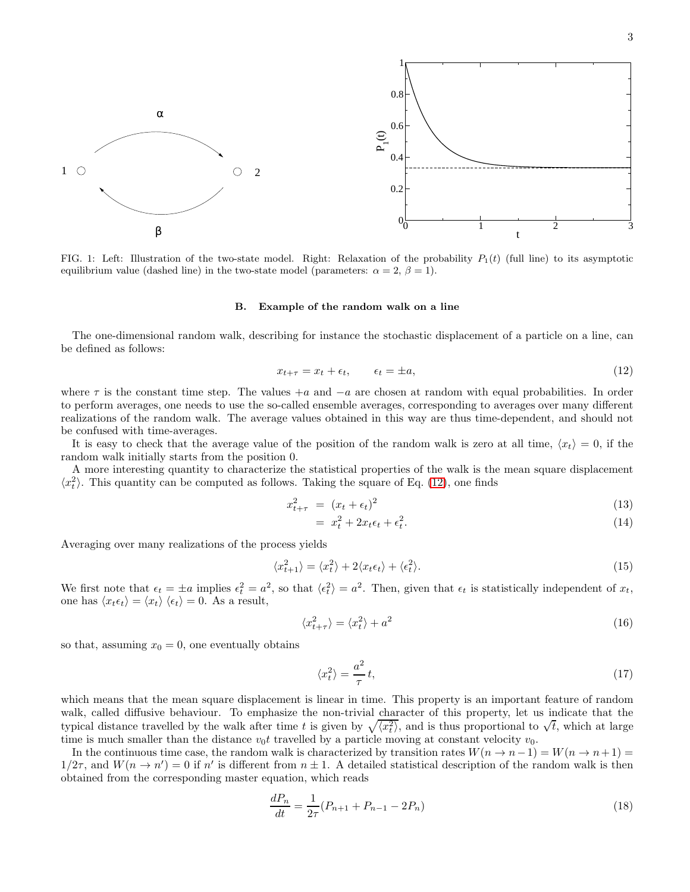FIG. 1: Left: Illustration of the two-state model. Right: Relaxation of the probability $P_1(t)$ (full line) to its asymptotic equilibrium value (dashed line) in the two-state model (parameters: $\alpha = 2$, $\beta = 1$).

### B. Example of the random walk on a line

The one-dimensional random walk, describing for instance the stochastic displacement of a particle on a line, can be defined as follows:

$$x_{t+\tau} = x_t + \epsilon_t, \qquad \epsilon_t = \pm a, \tag{12}$$

where $\tau$ is the constant time step. The values $+a$ and $-a$ are chosen at random with equal probabilities. In order to perform averages, one needs to use the so-called ensemble averages, corresponding to averages over many different realizations of the random walk. The average values obtained in this way are thus time-dependent, and should not be confused with time-averages.

It is easy to check that the average value of the position of the random walk is zero at all time, $\langle x_t \rangle = 0$, if the random walk initially starts from the position 0.

A more interesting quantity to characterize the statistical properties of the walk is the mean square displacement $\langle x_t^2 \rangle$. This quantity can be computed as follows. Taking the square of Eq. (12), one finds

$$x_{t+\tau}^2 = (x_t + \epsilon_t)^2 \tag{13}$$

$$= x_t^2 + 2x_t\epsilon_t + \epsilon_t^2. \tag{14}$$

Averaging over many realizations of the process yields

$$\langle x_{t+1}^2 \rangle = \langle x_t^2 \rangle + 2\langle x_t \epsilon_t \rangle + \langle \epsilon_t^2 \rangle. \tag{15}$$

We first note that $\epsilon_t = \pm a$ implies $\epsilon_t^2 = a^2$, so that $\langle \epsilon_t^2 \rangle = a^2$. Then, given that $\epsilon_t$ is statistically independent of $x_t$, one has $\langle x_t \epsilon_t \rangle = \langle x_t \rangle \langle \epsilon_t \rangle = 0$. As a result,

$$\langle x_{t+\tau}^2 \rangle = \langle x_t^2 \rangle + a^2 \tag{16}$$

so that, assuming $x_0 = 0$, one eventually obtains

$$\langle x_t^2 \rangle = \frac{a^2}{\tau} t, \tag{17}$$

which means that the mean square displacement is linear in time. This property is an important feature of random walk, called diffusive behaviour. To emphasize the non-trivial character of this property, let us indicate that the typical distance travelled by the walk after time $t$ is given by $\sqrt{\langle x_t^2 \rangle}$, and is thus proportional to $\sqrt{t}$, which at large time is much smaller than the distance $v_0 t$ travelled by a particle moving at constant velocity $v_0$.

In the continuous time case, the random walk is characterized by transition rates $W(n \to n-1) = W(n \to n+1) = 1/2\tau$, and $W(n \to n') = 0$ if $n'$ is different from $n \pm 1$. A detailed statistical description of the random walk is then obtained from the corresponding master equation, which reads

$$\frac{dP_n}{dt} = \frac{1}{2\tau}(P_{n+1} + P_{n-1} - 2P_n) \tag{18}$$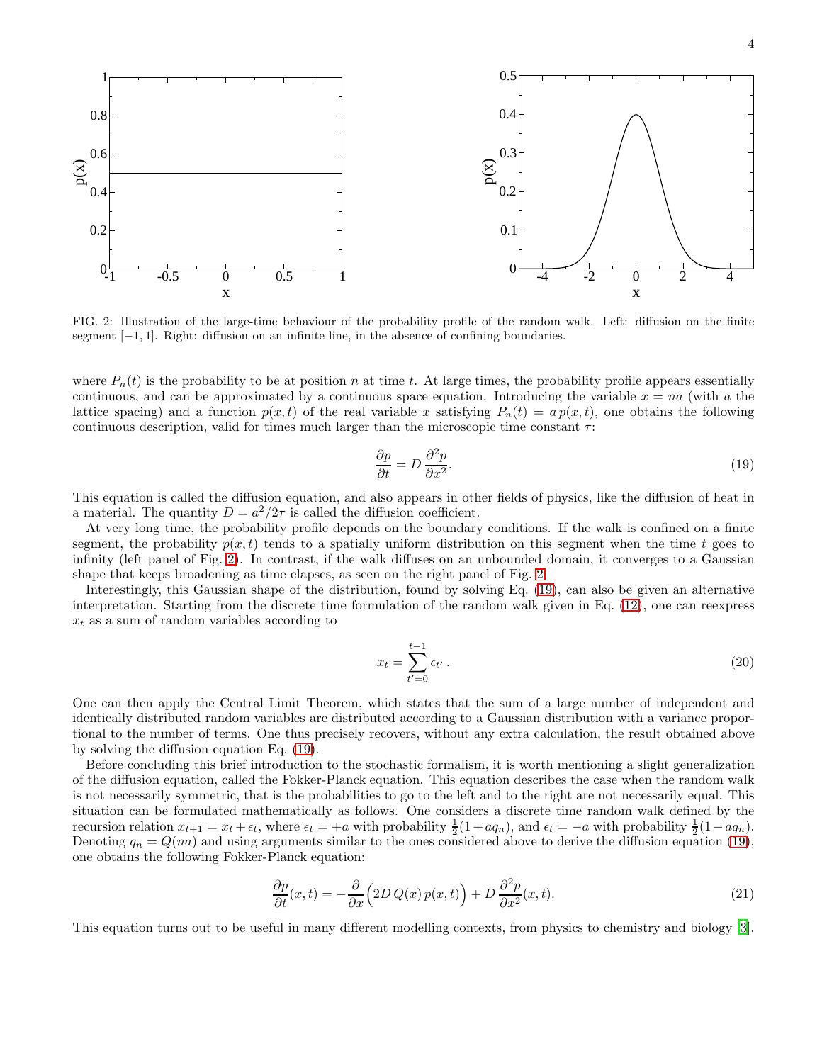FIG. 2: Illustration of the large-time behaviour of the probability profile of the random walk. Left: diffusion on the finite segment $[-1, 1]$. Right: diffusion on an infinite line, in the absence of confining boundaries.

where $P_n(t)$ is the probability to be at position $n$ at time $t$. At large times, the probability profile appears essentially continuous, and can be approximated by a continuous space equation. Introducing the variable $x = na$ (with $a$ the lattice spacing) and a function $p(x,t)$ of the real variable $x$ satisfying $P_n(t) = a\, p(x,t)$, one obtains the following continuous description, valid for times much larger than the microscopic time constant $\tau$:

$$\frac{\partial p}{\partial t} = D\,\frac{\partial^2 p}{\partial x^2}. \tag{19}$$

This equation is called the diffusion equation, and also appears in other fields of physics, like the diffusion of heat in a material. The quantity $D = a^2/2\tau$ is called the diffusion coefficient.

At very long time, the probability profile depends on the boundary conditions. If the walk is confined on a finite segment, the probability $p(x,t)$ tends to a spatially uniform distribution on this segment when the time $t$ goes to infinity (left panel of Fig. 2). In contrast, if the walk diffuses on an unbounded domain, it converges to a Gaussian shape that keeps broadening as time elapses, as seen on the right panel of Fig. 2.

Interestingly, this Gaussian shape of the distribution, found by solving Eq. (19), can also be given an alternative interpretation. Starting from the discrete time formulation of the random walk given in Eq. (12), one can reexpress $x_t$ as a sum of random variables according to

$$x_t = \sum_{t'=0}^{t-1} \epsilon_{t'}\,. \tag{20}$$

One can then apply the Central Limit Theorem, which states that the sum of a large number of independent and identically distributed random variables are distributed according to a Gaussian distribution with a variance proportional to the number of terms. One thus precisely recovers, without any extra calculation, the result obtained above by solving the diffusion equation Eq. (19).

Before concluding this brief introduction to the stochastic formalism, it is worth mentioning a slight generalization of the diffusion equation, called the Fokker-Planck equation. This equation describes the case when the random walk is not necessarily symmetric, that is the probabilities to go to the left and to the right are not necessarily equal. This situation can be formulated mathematically as follows. One considers a discrete time random walk defined by the recursion relation $x_{t+1} = x_t + \epsilon_t$, where $\epsilon_t = +a$ with probability $\frac{1}{2}(1 + aq_n)$, and $\epsilon_t = -a$ with probability $\frac{1}{2}(1 - aq_n)$. Denoting $q_n = Q(na)$ and using arguments similar to the ones considered above to derive the diffusion equation (19), one obtains the following Fokker-Planck equation:

$$\frac{\partial p}{\partial t}(x,t) = -\frac{\partial}{\partial x}\Big(2D\,Q(x)\,p(x,t)\Big) + D\,\frac{\partial^2 p}{\partial x^2}(x,t). \tag{21}$$

This equation turns out to be useful in many different modelling contexts, from physics to chemistry and biology [3].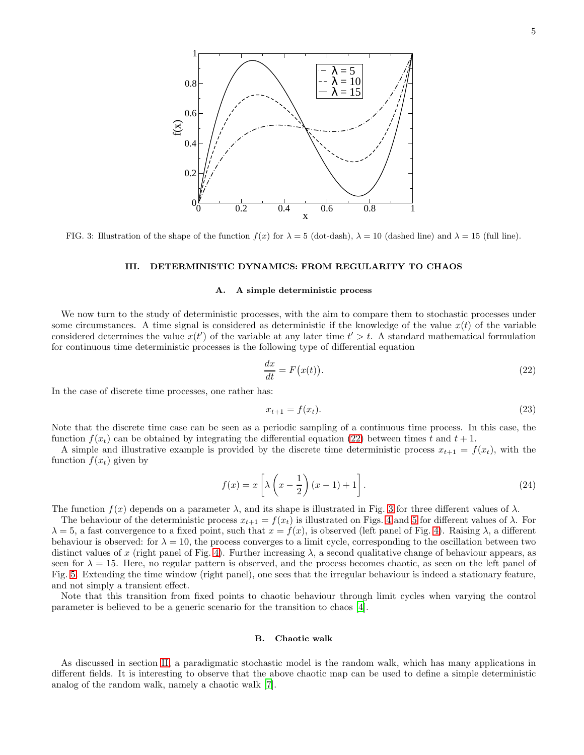FIG. 3: Illustration of the shape of the function $f(x)$ for $\lambda = 5$ (dot-dash), $\lambda = 10$ (dashed line) and $\lambda = 15$ (full line).

## III. DETERMINISTIC DYNAMICS: FROM REGULARITY TO CHAOS

### A. A simple deterministic process

We now turn to the study of deterministic processes, with the aim to compare them to stochastic processes under some circumstances. A time signal is considered as deterministic if the knowledge of the value $x(t)$ of the variable considered determines the value $x(t')$ of the variable at any later time $t' > t$. A standard mathematical formulation for continuous time deterministic processes is the following type of differential equation

$$\frac{dx}{dt} = F\big(x(t)\big). \tag{22}$$

In the case of discrete time processes, one rather has:

$$x_{t+1} = f(x_t). \tag{23}$$

Note that the discrete time case can be seen as a periodic sampling of a continuous time process. In this case, the function $f(x_t)$ can be obtained by integrating the differential equation (22) between times $t$ and $t+1$.

A simple and illustrative example is provided by the discrete time deterministic process $x_{t+1} = f(x_t)$, with the function $f(x_t)$ given by

$$f(x) = x\left[\lambda\left(x - \frac{1}{2}\right)(x-1) + 1\right]. \tag{24}$$

The function $f(x)$ depends on a parameter $\lambda$, and its shape is illustrated in Fig. 3 for three different values of $\lambda$.

The behaviour of the deterministic process $x_{t+1} = f(x_t)$ is illustrated on Figs. 4 and 5 for different values of $\lambda$. For $\lambda = 5$, a fast convergence to a fixed point, such that $x = f(x)$, is observed (left panel of Fig. 4). Raising $\lambda$, a different behaviour is observed: for $\lambda = 10$, the process converges to a limit cycle, corresponding to the oscillation between two distinct values of $x$ (right panel of Fig. 4). Further increasing $\lambda$, a second qualitative change of behaviour appears, as seen for $\lambda = 15$. Here, no regular pattern is observed, and the process becomes chaotic, as seen on the left panel of Fig. 5. Extending the time window (right panel), one sees that the irregular behaviour is indeed a stationary feature, and not simply a transient effect.

Note that this transition from fixed points to chaotic behaviour through limit cycles when varying the control parameter is believed to be a generic scenario for the transition to chaos [4].

### B. Chaotic walk

As discussed in section II, a paradigmatic stochastic model is the random walk, which has many applications in different fields. It is interesting to observe that the above chaotic map can be used to define a simple deterministic analog of the random walk, namely a chaotic walk [7].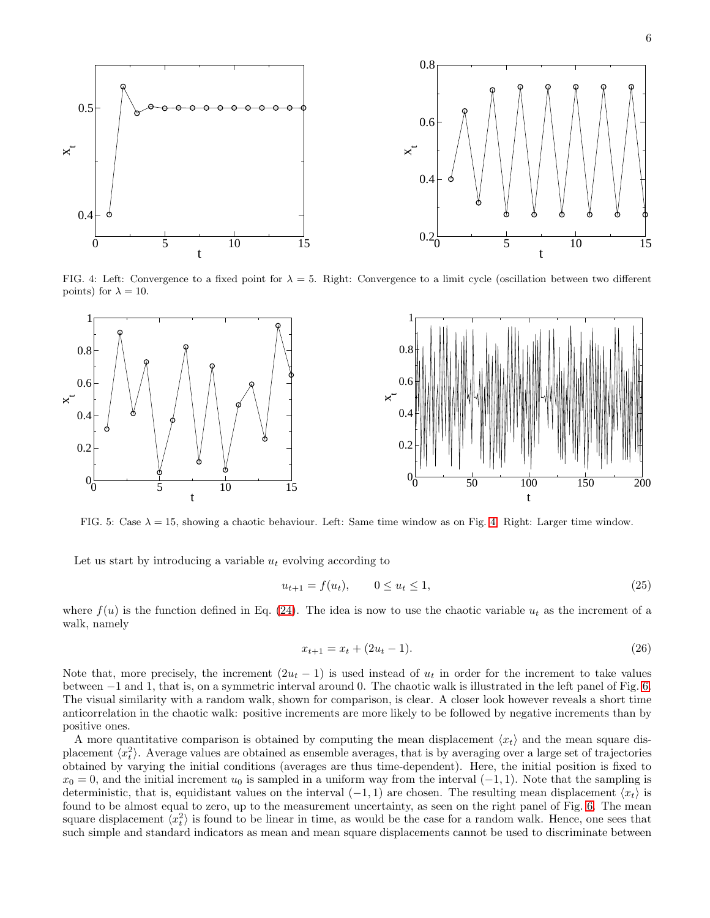FIG. 4: Left: Convergence to a fixed point for $\lambda = 5$. Right: Convergence to a limit cycle (oscillation between two different points) for $\lambda = 10$.

FIG. 5: Case $\lambda = 15$, showing a chaotic behaviour. Left: Same time window as on Fig. 4. Right: Larger time window.

Let us start by introducing a variable $u_t$ evolving according to

$$u_{t+1} = f(u_t), \qquad 0 \leq u_t \leq 1, \tag{25}$$

where $f(u)$ is the function defined in Eq. (24). The idea is now to use the chaotic variable $u_t$ as the increment of a walk, namely

$$x_{t+1} = x_t + (2u_t - 1). \tag{26}$$

Note that, more precisely, the increment $(2u_t - 1)$ is used instead of $u_t$ in order for the increment to take values between $-1$ and 1, that is, on a symmetric interval around 0. The chaotic walk is illustrated in the left panel of Fig. 6. The visual similarity with a random walk, shown for comparison, is clear. A closer look however reveals a short time anticorrelation in the chaotic walk: positive increments are more likely to be followed by negative increments than by positive ones.

A more quantitative comparison is obtained by computing the mean displacement $\langle x_t \rangle$ and the mean square displacement $\langle x_t^2 \rangle$. Average values are obtained as ensemble averages, that is by averaging over a large set of trajectories obtained by varying the initial conditions (averages are thus time-dependent). Here, the initial position is fixed to $x_0 = 0$, and the initial increment $u_0$ is sampled in a uniform way from the interval $(-1, 1)$. Note that the sampling is deterministic, that is, equidistant values on the interval $(-1, 1)$ are chosen. The resulting mean displacement $\langle x_t \rangle$ is found to be almost equal to zero, up to the measurement uncertainty, as seen on the right panel of Fig. 6. The mean square displacement $\langle x_t^2 \rangle$ is found to be linear in time, as would be the case for a random walk. Hence, one sees that such simple and standard indicators as mean and mean square displacements cannot be used to discriminate between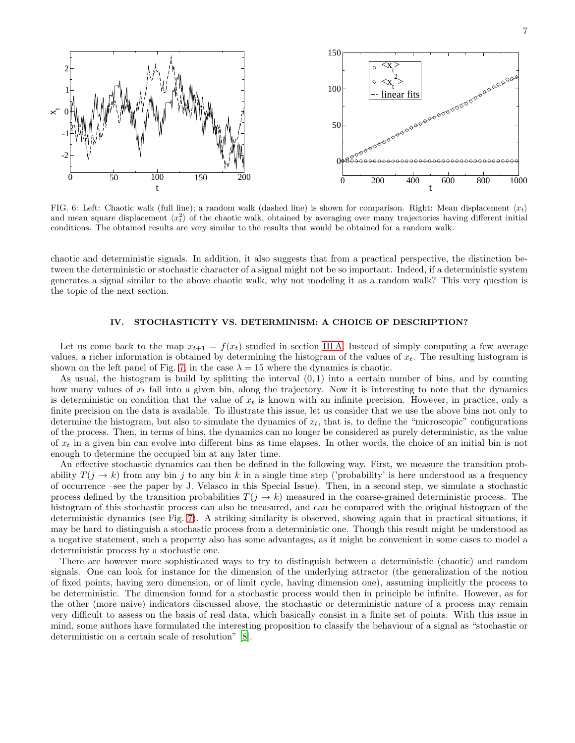FIG. 6: Left: Chaotic walk (full line); a random walk (dashed line) is shown for comparison. Right: Mean displacement $\langle x_t \rangle$ and mean square displacement $\langle x_t^2 \rangle$ of the chaotic walk, obtained by averaging over many trajectories having different initial conditions. The obtained results are very similar to the results that would be obtained for a random walk.

chaotic and deterministic signals. In addition, it also suggests that from a practical perspective, the distinction between the deterministic or stochastic character of a signal might not be so important. Indeed, if a deterministic system generates a signal similar to the above chaotic walk, why not modeling it as a random walk? This very question is the topic of the next section.

## IV. STOCHASTICITY VS. DETERMINISM: A CHOICE OF DESCRIPTION?

Let us come back to the map $x_{t+1} = f(x_t)$ studied in section III A. Instead of simply computing a few average values, a richer information is obtained by determining the histogram of the values of $x_t$. The resulting histogram is shown on the left panel of Fig. 7, in the case $\lambda = 15$ where the dynamics is chaotic.

As usual, the histogram is build by splitting the interval $(0, 1)$ into a certain number of bins, and by counting how many values of $x_t$ fall into a given bin, along the trajectory. Now it is interesting to note that the dynamics is deterministic on condition that the value of $x_t$ is known with an infinite precision. However, in practice, only a finite precision on the data is available. To illustrate this issue, let us consider that we use the above bins not only to determine the histogram, but also to simulate the dynamics of $x_t$, that is, to define the "microscopic" configurations of the process. Then, in terms of bins, the dynamics can no longer be considered as purely deterministic, as the value of $x_t$ in a given bin can evolve into different bins as time elapses. In other words, the choice of an initial bin is not enough to determine the occupied bin at any later time.

An effective stochastic dynamics can then be defined in the following way. First, we measure the transition probability $T(j \to k)$ from any bin $j$ to any bin $k$ in a single time step ('probability' is here understood as a frequency of occurrence –see the paper by J. Velasco in this Special Issue). Then, in a second step, we simulate a stochastic process defined by the transition probabilities $T(j \to k)$ measured in the coarse-grained deterministic process. The histogram of this stochastic process can also be measured, and can be compared with the original histogram of the deterministic dynamics (see Fig. 7). A striking similarity is observed, showing again that in practical situations, it may be hard to distinguish a stochastic process from a deterministic one. Though this result might be understood as a negative statement, such a property also has some advantages, as it might be convenient in some cases to model a deterministic process by a stochastic one.

There are however more sophisticated ways to try to distinguish between a deterministic (chaotic) and random signals. One can look for instance for the dimension of the underlying attractor (the generalization of the notion of fixed points, having zero dimension, or of limit cycle, having dimension one), assuming implicitly the process to be deterministic. The dimension found for a stochastic process would then in principle be infinite. However, as for the other (more naive) indicators discussed above, the stochastic or deterministic nature of a process may remain very difficult to assess on the basis of real data, which basically consist in a finite set of points. With this issue in mind, some authors have formulated the interesting proposition to classify the behaviour of a signal as "stochastic or deterministic on a certain scale of resolution" [8].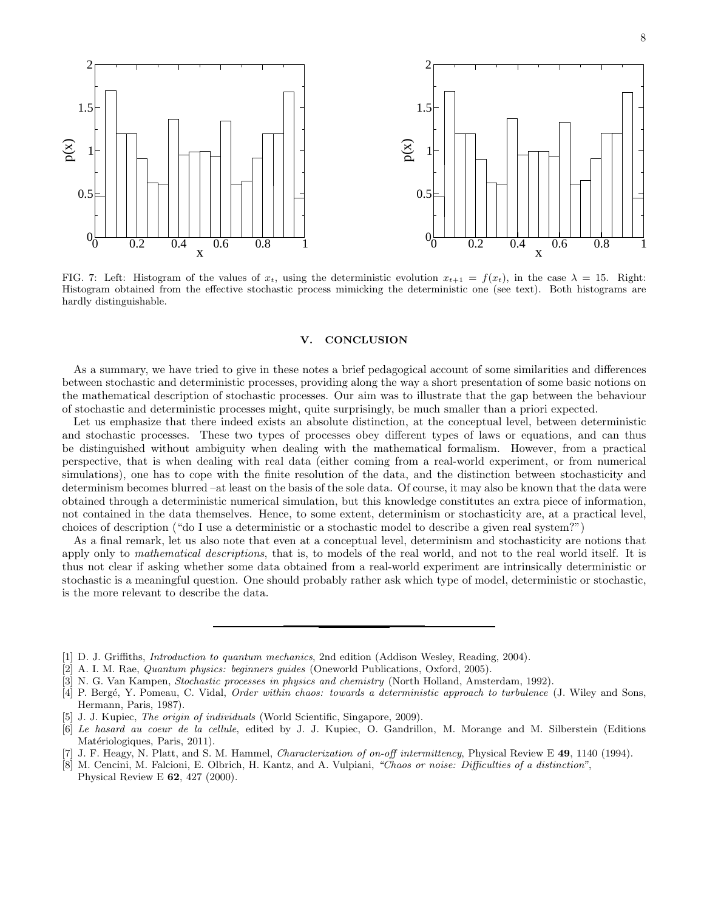p(x)

2

1.5

1

0.5

0

0 0.2 0.4 0.6 0.8 1

x

p(x)

2

1.5

1

0.5

0

0 0.2 0.4 0.6 0.8 1

x

FIG. 7: Left: Histogram of the values of $x_t$, using the deterministic evolution $x_{t+1} = f(x_t)$, in the case $\lambda = 15$. Right: Histogram obtained from the effective stochastic process mimicking the deterministic one (see text). Both histograms are hardly distinguishable.

## V. CONCLUSION

As a summary, we have tried to give in these notes a brief pedagogical account of some similarities and differences between stochastic and deterministic processes, providing along the way a short presentation of some basic notions on the mathematical description of stochastic processes. Our aim was to illustrate that the gap between the behaviour of stochastic and deterministic processes might, quite surprisingly, be much smaller than a priori expected.

Let us emphasize that there indeed exists an absolute distinction, at the conceptual level, between deterministic and stochastic processes. These two types of processes obey different types of laws or equations, and can thus be distinguished without ambiguity when dealing with the mathematical formalism. However, from a practical perspective, that is when dealing with real data (either coming from a real-world experiment, or from numerical simulations), one has to cope with the finite resolution of the data, and the distinction between stochasticity and determinism becomes blurred –at least on the basis of the sole data. Of course, it may also be known that the data were obtained through a deterministic numerical simulation, but this knowledge constitutes an extra piece of information, not contained in the data themselves. Hence, to some extent, determinism or stochasticity are, at a practical level, choices of description ("do I use a deterministic or a stochastic model to describe a given real system?")

As a final remark, let us also note that even at a conceptual level, determinism and stochasticity are notions that apply only to *mathematical descriptions*, that is, to models of the real world, and not to the real world itself. It is thus not clear if asking whether some data obtained from a real-world experiment are intrinsically deterministic or stochastic is a meaningful question. One should probably rather ask which type of model, deterministic or stochastic, is the more relevant to describe the data.

---

[1] D. J. Griffiths, *Introduction to quantum mechanics*, 2nd edition (Addison Wesley, Reading, 2004).

[2] A. I. M. Rae, *Quantum physics: beginners guides* (Oneworld Publications, Oxford, 2005).

[3] N. G. Van Kampen, *Stochastic processes in physics and chemistry* (North Holland, Amsterdam, 1992).

[4] P. Bergé, Y. Pomeau, C. Vidal, *Order within chaos: towards a deterministic approach to turbulence* (J. Wiley and Sons, Hermann, Paris, 1987).

[5] J. J. Kupiec, *The origin of individuals* (World Scientific, Singapore, 2009).

[6] *Le hasard au coeur de la cellule*, edited by J. J. Kupiec, O. Gandrillon, M. Morange and M. Silberstein (Editions Matériologiques, Paris, 2011).

[7] J. F. Heagy, N. Platt, and S. M. Hammel, *Characterization of on-off intermittency*, Physical Review E **49**, 1140 (1994).

[8] M. Cencini, M. Falcioni, E. Olbrich, H. Kantz, and A. Vulpiani, *"Chaos or noise: Difficulties of a distinction"*, Physical Review E **62**, 427 (2000).